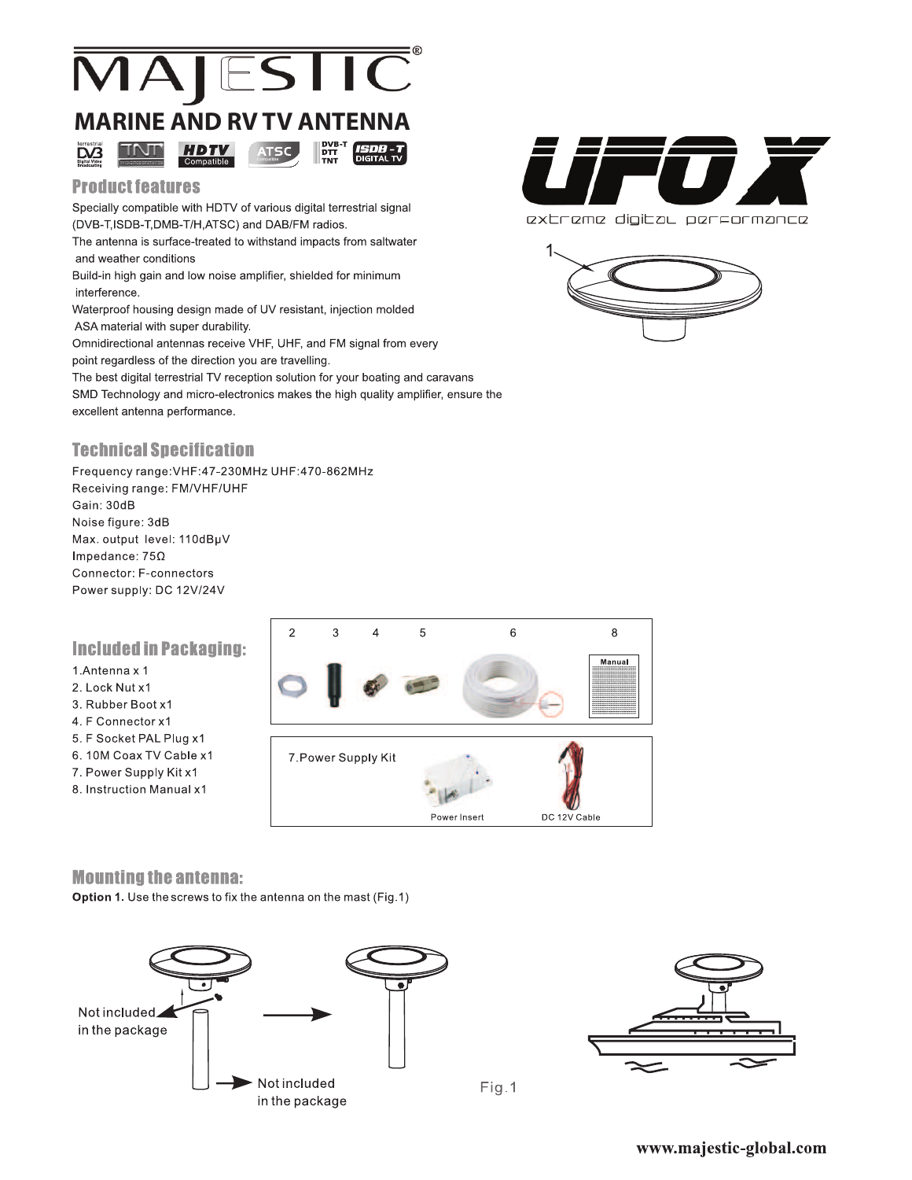# MAJESTIC®

## MARINE AND RV TV ANTENNA

# UFO X

extreme digital performance

### Product features

Specially compatible with HDTV of various digital terrestrial signal (DVB-T,ISDB-T,DMB-T/H,ATSC) and DAB/FM radios.
The antenna is surface-treated to withstand impacts from saltwater and weather conditions
Build-in high gain and low noise amplifier, shielded for minimum interference.
Waterproof housing design made of UV resistant, injection molded ASA material with super durability.
Omnidirectional antennas receive VHF, UHF, and FM signal from every point regardless of the direction you are travelling.
The best digital terrestrial TV reception solution for your boating and caravans
SMD Technology and micro-electronics makes the high quality amplifier, ensure the excellent antenna performance.

### Technical Specification

Frequency range:VHF:47-230MHz UHF:470-862MHz
Receiving range: FM/VHF/UHF
Gain: 30dB
Noise figure: 3dB
Max. output level: 110dBµV
Impedance: 75Ω
Connector: F-connectors
Power supply: DC 12V/24V

### Included in Packaging:

1. Antenna x 1
2. Lock Nut x1
3. Rubber Boot x1
4. F Connector x1
5. F Socket PAL Plug x1
6. 10M Coax TV Cable x1
7. Power Supply Kit x1
8. Instruction Manual x1

7. Power Supply Kit: Power Insert, DC 12V Cable

### Mounting the antenna:

**Option 1.** Use the screws to fix the antenna on the mast (Fig.1)

Not included in the package

Not included in the package

Fig.1

www.majestic-global.com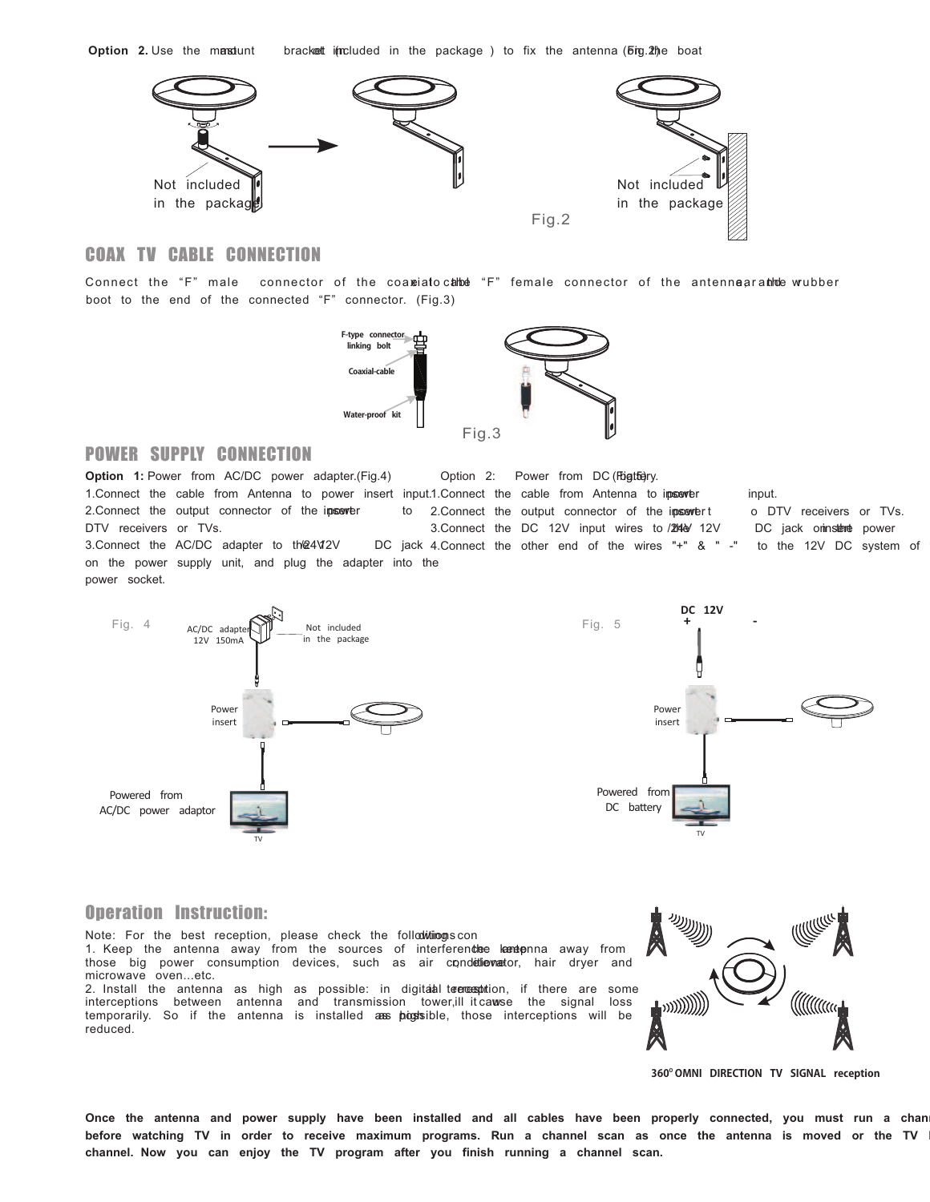**Option 2.** Use the mount bracket (included in the package ) to fix the antenna on the boat (Fig.2)

Not included in the package

Not included in the package

Fig.2

## COAX TV CABLE CONNECTION

Connect the “F” male connector of the coaxial cable to the “F” female connector of the antenna and pull the rubber boot to the end of the connected “F” connector. (Fig.3)

F-type connector linking bolt

Coaxial-cable

Water-proof kit

Fig.3

## POWER SUPPLY CONNECTION

**Option 1:** Power from AC/DC power adapter.(Fig.4)

1. Connect the cable from Antenna to power insert input.
2. Connect the output connector of the power insert to DTV receivers or TVs.
3. Connect the AC/DC adapter to the 12V DC jack on the power supply unit, and plug the adapter into the power socket.

Option 2: Power from DC battery.(Fig.5)

1. Connect the cable from Antenna to power insert input.
2. Connect the output connector of the power insert to DTV receivers or TVs.
3. Connect the DC 12V input wires to the 12V/24V DC jack on the power insert.
4. Connect the other end of the wires "+" & "-" to the 12V DC system of

Fig. 4

AC/DC adapter 12V 150mA

Not included in the package

Power insert

Powered from AC/DC power adaptor

TV

Fig. 5

DC 12V

+ -

Power insert

Powered from DC battery

TV

## Operation Instruction:

Note: For the best reception, please check the following conditions:

1. Keep the antenna away from the sources of interference, keep the antenna away from those big power consumption devices, such as air conditioner, elevator, hair dryer and microwave oven...etc.
2. Install the antenna as high as possible: in digital terrestrial reception, if there are some interceptions between antenna and transmission tower,it will cause the signal loss temporarily. So if the antenna is installed as high as possible, those interceptions will be reduced.

360° OMNI DIRECTION TV SIGNAL reception

**Once the antenna and power supply have been installed and all cables have been properly connected, you must run a chann before watching TV in order to receive maximum programs. Run a channel scan as once the antenna is moved or the TV channel. Now you can enjoy the TV program after you finish running a channel scan.**